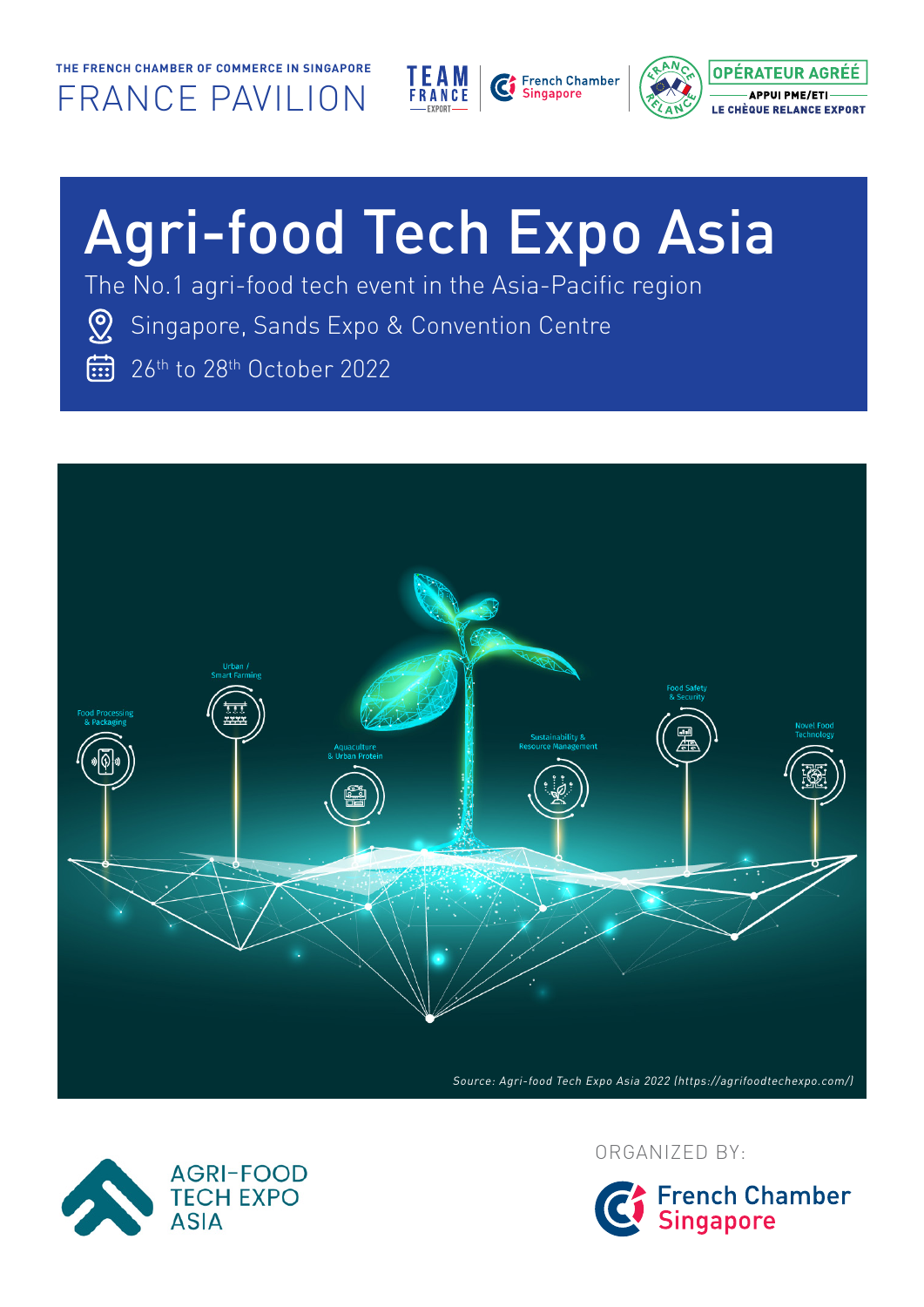THE FRENCH CHAMBER OF COMMERCE IN SINGAPORE

FRANCE PAVILION

TEAM FRANCE EXPORT | French Chamber Singapore | FRANCE RELANCE | OPÉRATEUR AGRÉÉ — APPUI PME/ETI — LE CHÈQUE RELANCE EXPORT

# Agri-food Tech Expo Asia

The No.1 agri-food tech event in the Asia-Pacific region

Singapore, Sands Expo & Convention Centre

26th to 28th October 2022

Food Processing & Packaging · Urban / Smart Farming · Aquaculture & Urban Protein · Sustainability & Resource Management · Food Safety & Security · Novel Food Technology

*Source: Agri-food Tech Expo Asia 2022 (https://agrifoodtechexpo.com/)*

AGRI-FOOD TECH EXPO ASIA

ORGANIZED BY:

French Chamber Singapore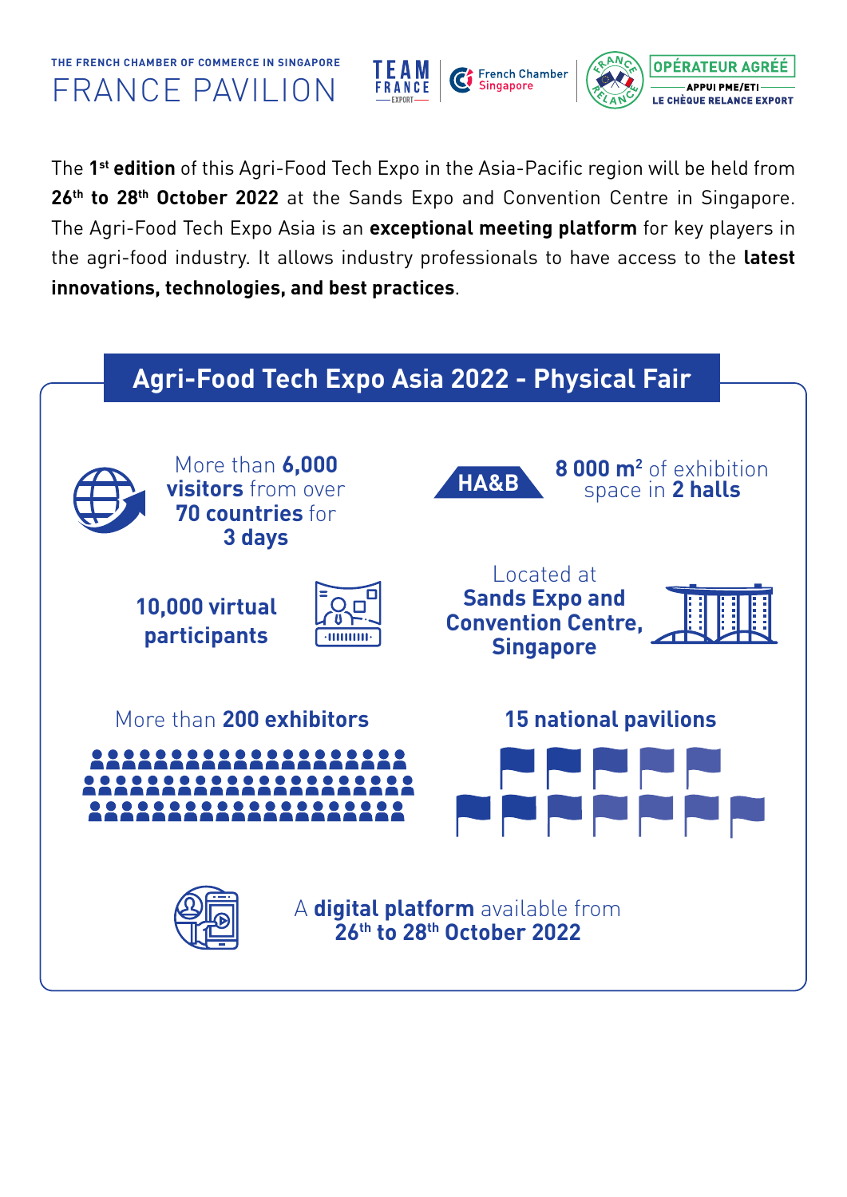THE FRENCH CHAMBER OF COMMERCE IN SINGAPORE

# FRANCE PAVILION

TEAM FRANCE EXPORT | French Chamber Singapore | FRANCE RELANCE | OPÉRATEUR AGRÉÉ APPUI PME/ETI LE CHÈQUE RELANCE EXPORT

The **1st edition** of this Agri-Food Tech Expo in the Asia-Pacific region will be held from **26th to 28th October 2022** at the Sands Expo and Convention Centre in Singapore. The Agri-Food Tech Expo Asia is an **exceptional meeting platform** for key players in the agri-food industry. It allows industry professionals to have access to the **latest innovations, technologies, and best practices**.

## Agri-Food Tech Expo Asia 2022 - Physical Fair

More than **6,000 visitors** from over **70 countries** for **3 days**

HA&B

**8 000 m²** of exhibition space in **2 halls**

**10,000 virtual participants**

Located at **Sands Expo and Convention Centre, Singapore**

More than **200 exhibitors**

**15 national pavilions**

A **digital platform** available from **26th to 28th October 2022**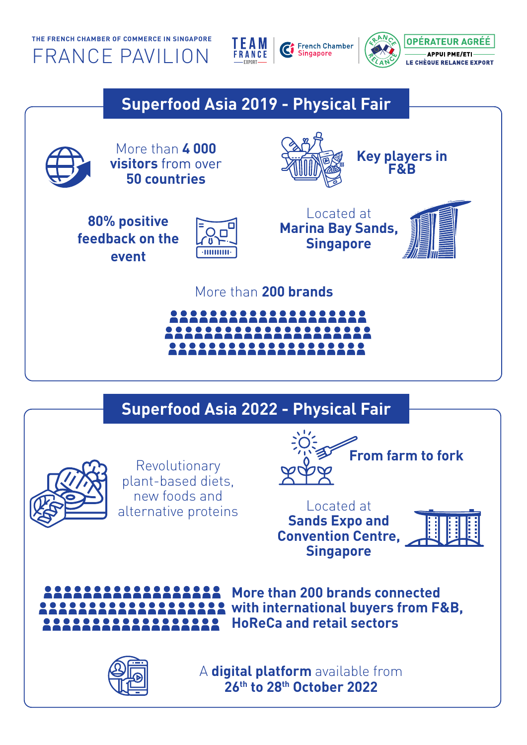THE FRENCH CHAMBER OF COMMERCE IN SINGAPORE

# FRANCE PAVILION

TEAM FRANCE EXPORT | French Chamber Singapore | FRANCE RELANCE | OPÉRATEUR AGRÉÉ — APPUI PME/ETI — LE CHÈQUE RELANCE EXPORT

## Superfood Asia 2019 - Physical Fair

More than **4 000 visitors** from over **50 countries**

**Key players in F&B**

**80% positive feedback on the event**

Located at **Marina Bay Sands, Singapore**

More than **200 brands**

## Superfood Asia 2022 - Physical Fair

Revolutionary plant-based diets, new foods and alternative proteins

**From farm to fork**

Located at **Sands Expo and Convention Centre, Singapore**

**More than 200 brands connected with international buyers from F&B, HoReCa and retail sectors**

A **digital platform** available from **26th to 28th October 2022**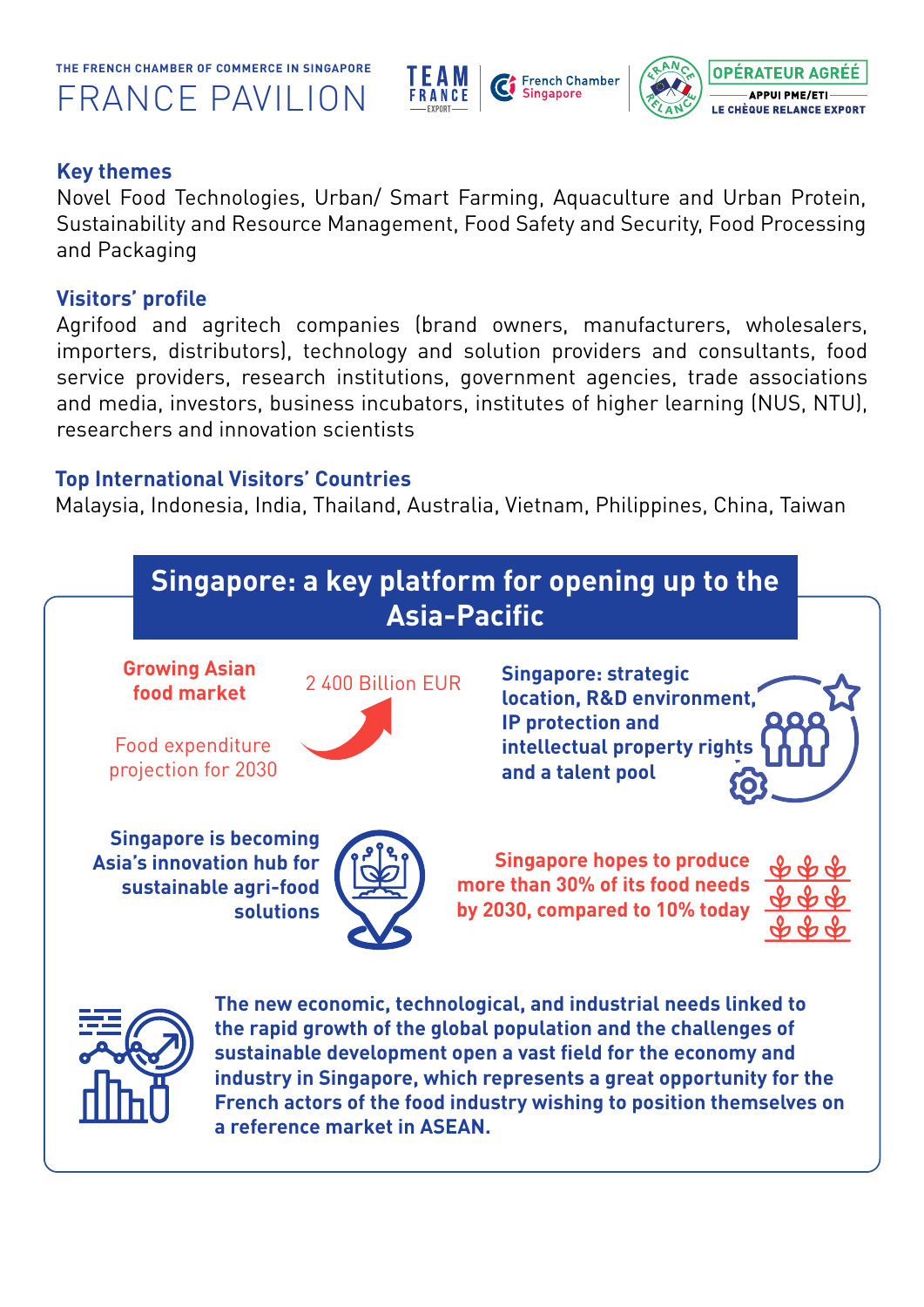THE FRENCH CHAMBER OF COMMERCE IN SINGAPORE

# FRANCE PAVILION

### Key themes

Novel Food Technologies, Urban/ Smart Farming, Aquaculture and Urban Protein, Sustainability and Resource Management, Food Safety and Security, Food Processing and Packaging

### Visitors' profile

Agrifood and agritech companies (brand owners, manufacturers, wholesalers, importers, distributors), technology and solution providers and consultants, food service providers, research institutions, government agencies, trade associations and media, investors, business incubators, institutes of higher learning (NUS, NTU), researchers and innovation scientists

### Top International Visitors' Countries

Malaysia, Indonesia, India, Thailand, Australia, Vietnam, Philippines, China, Taiwan

## Singapore: a key platform for opening up to the Asia-Pacific

**Growing Asian food market**

Food expenditure projection for 2030

2 400 Billion EUR

**Singapore: strategic location, R&D environment, IP protection and intellectual property rights and a talent pool**

**Singapore is becoming Asia's innovation hub for sustainable agri-food solutions**

**Singapore hopes to produce more than 30% of its food needs by 2030, compared to 10% today**

**The new economic, technological, and industrial needs linked to the rapid growth of the global population and the challenges of sustainable development open a vast field for the economy and industry in Singapore, which represents a great opportunity for the French actors of the food industry wishing to position themselves on a reference market in ASEAN.**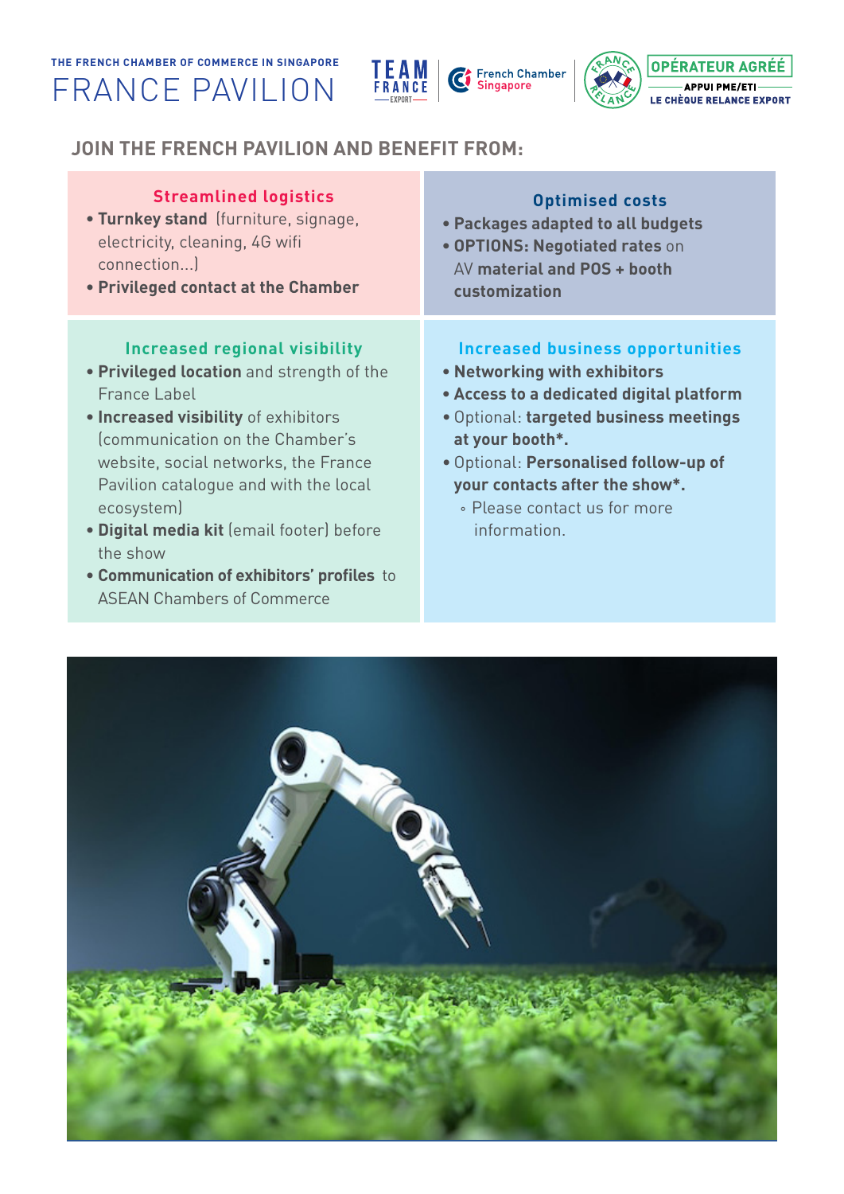THE FRENCH CHAMBER OF COMMERCE IN SINGAPORE

# FRANCE PAVILION

## JOIN THE FRENCH PAVILION AND BENEFIT FROM:

### Streamlined logistics

- **Turnkey stand** (furniture, signage, electricity, cleaning, 4G wifi connection...)
- **Privileged contact at the Chamber**

### Optimised costs

- **Packages adapted to all budgets**
- **OPTIONS: Negotiated rates** on AV **material and POS + booth customization**

### Increased regional visibility

- **Privileged location** and strength of the France Label
- **Increased visibility** of exhibitors (communication on the Chamber's website, social networks, the France Pavilion catalogue and with the local ecosystem)
- **Digital media kit** (email footer) before the show
- **Communication of exhibitors' profiles** to ASEAN Chambers of Commerce

### Increased business opportunities

- **Networking with exhibitors**
- **Access to a dedicated digital platform**
- Optional: **targeted business meetings at your booth\*.**
- Optional: **Personalised follow-up of your contacts after the show\*.**
  - Please contact us for more information.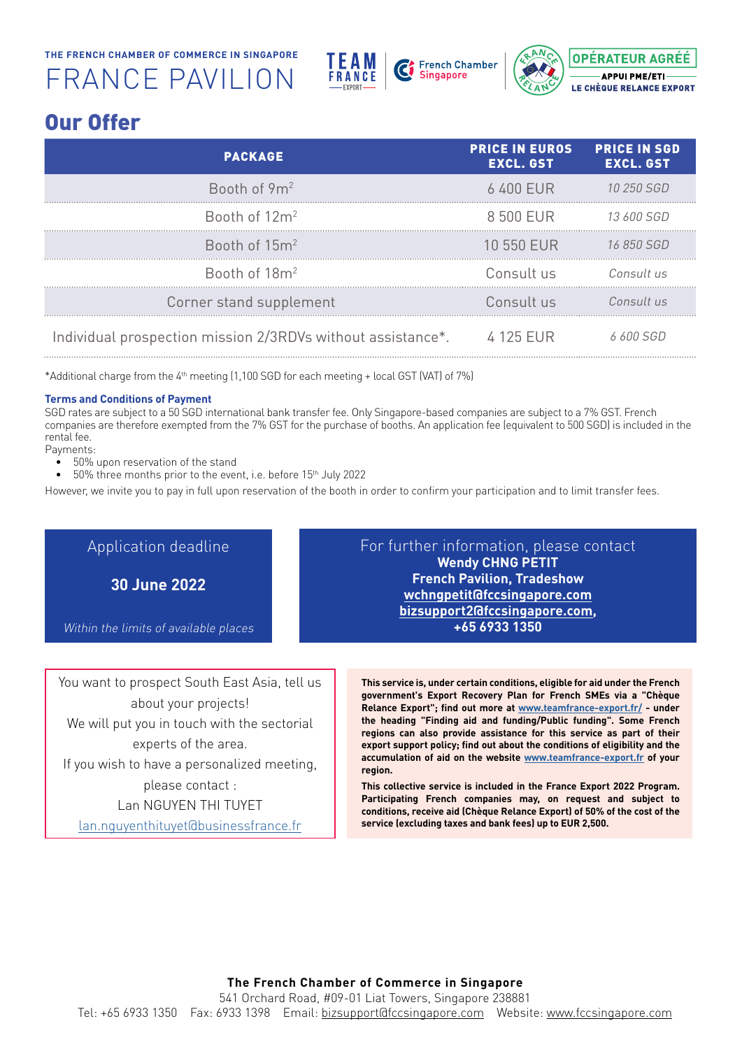THE FRENCH CHAMBER OF COMMERCE IN SINGAPORE

# FRANCE PAVILION

## Our Offer

| PACKAGE | PRICE IN EUROS EXCL. GST | PRICE IN SGD EXCL. GST |
|---|---|---|
| Booth of 9m² | 6 400 EUR | *10 250 SGD* |
| Booth of 12m² | 8 500 EUR | *13 600 SGD* |
| Booth of 15m² | 10 550 EUR | *16 850 SGD* |
| Booth of 18m² | Consult us | *Consult us* |
| Corner stand supplement | Consult us | *Consult us* |
| Individual prospection mission 2/3RDVs without assistance*. | 4 125 EUR | *6 600 SGD* |

*Additional charge from the 4th meeting (1,100 SGD for each meeting + local GST (VAT) of 7%)

**Terms and Conditions of Payment**

SGD rates are subject to a 50 SGD international bank transfer fee. Only Singapore-based companies are subject to a 7% GST. French companies are therefore exempted from the 7% GST for the purchase of booths. An application fee (equivalent to 500 SGD) is included in the rental fee.

Payments:

- 50% upon reservation of the stand
- 50% three months prior to the event, i.e. before 15th July 2022

However, we invite you to pay in full upon reservation of the booth in order to confirm your participation and to limit transfer fees.

Application deadline

**30 June 2022**

*Within the limits of available places*

For further information, please contact

**Wendy CHNG PETIT**
**French Pavilion, Tradeshow**
**wchngpetit@fccsingapore.com**
**bizsupport2@fccsingapore.com,**
**+65 6933 1350**

You want to prospect South East Asia, tell us about your projects!
We will put you in touch with the sectorial experts of the area.
If you wish to have a personalized meeting, please contact :
Lan NGUYEN THI TUYET
lan.nguyenthituyet@businessfrance.fr

**This service is, under certain conditions, eligible for aid under the French government's Export Recovery Plan for French SMEs via a "Chèque Relance Export"; find out more at www.teamfrance-export.fr/ - under the heading "Finding aid and funding/Public funding". Some French regions can also provide assistance for this service as part of their export support policy; find out about the conditions of eligibility and the accumulation of aid on the website www.teamfrance-export.fr of your region.**

**This collective service is included in the France Export 2022 Program. Participating French companies may, on request and subject to conditions, receive aid (Chèque Relance Export) of 50% of the cost of the service (excluding taxes and bank fees) up to EUR 2,500.**

**The French Chamber of Commerce in Singapore**
541 Orchard Road, #09-01 Liat Towers, Singapore 238881
Tel: +65 6933 1350 Fax: 6933 1398 Email: bizsupport@fccsingapore.com Website: www.fccsingapore.com